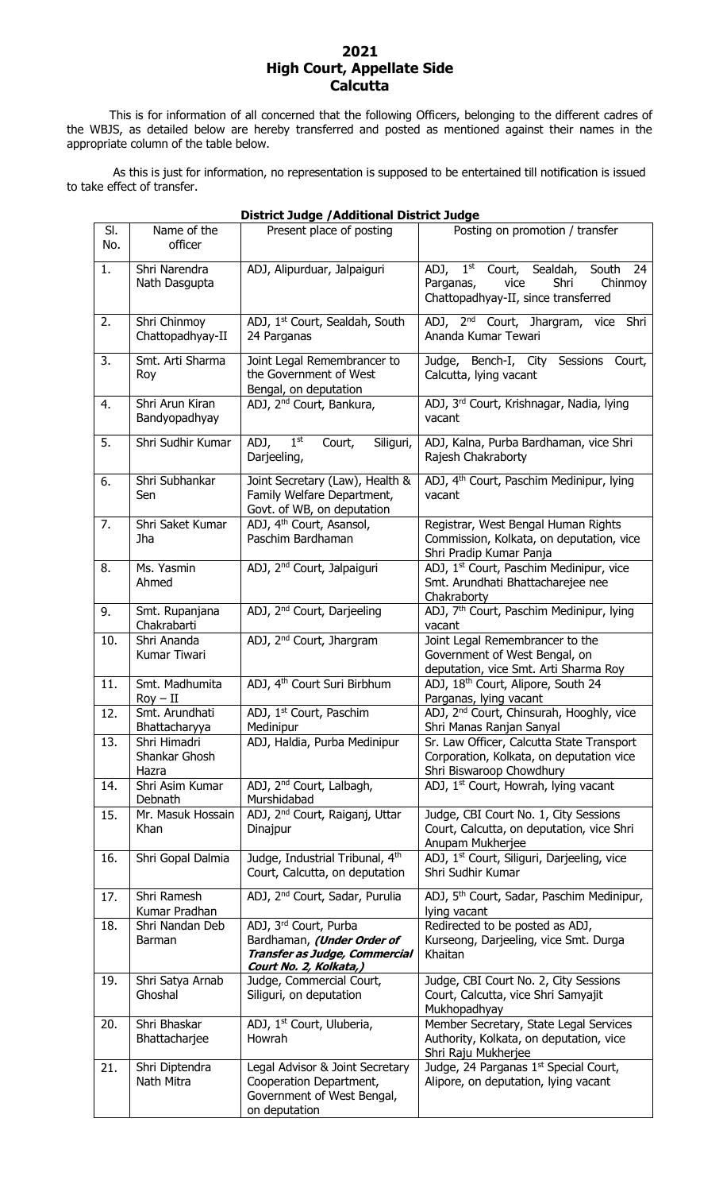# 2021
# High Court, Appellate Side
# Calcutta

This is for information of all concerned that the following Officers, belonging to the different cadres of the WBJS, as detailed below are hereby transferred and posted as mentioned against their names in the appropriate column of the table below.

As this is just for information, no representation is supposed to be entertained till notification is issued to take effect of transfer.

**District Judge /Additional District Judge**

| Sl. No. | Name of the officer | Present place of posting | Posting on promotion / transfer |
|---|---|---|---|
| 1. | Shri Narendra Nath Dasgupta | ADJ, Alipurduar, Jalpaiguri | ADJ, 1st Court, Sealdah, South 24 Parganas, vice Shri Chinmoy Chattopadhyay-II, since transferred |
| 2. | Shri Chinmoy Chattopadhyay-II | ADJ, 1st Court, Sealdah, South 24 Parganas | ADJ, 2nd Court, Jhargram, vice Shri Ananda Kumar Tewari |
| 3. | Smt. Arti Sharma Roy | Joint Legal Remembrancer to the Government of West Bengal, on deputation | Judge, Bench-I, City Sessions Court, Calcutta, lying vacant |
| 4. | Shri Arun Kiran Bandyopadhyay | ADJ, 2nd Court, Bankura, | ADJ, 3rd Court, Krishnagar, Nadia, lying vacant |
| 5. | Shri Sudhir Kumar | ADJ, 1st Court, Siliguri, Darjeeling, | ADJ, Kalna, Purba Bardhaman, vice Shri Rajesh Chakraborty |
| 6. | Shri Subhankar Sen | Joint Secretary (Law), Health & Family Welfare Department, Govt. of WB, on deputation | ADJ, 4th Court, Paschim Medinipur, lying vacant |
| 7. | Shri Saket Kumar Jha | ADJ, 4th Court, Asansol, Paschim Bardhaman | Registrar, West Bengal Human Rights Commission, Kolkata, on deputation, vice Shri Pradip Kumar Panja |
| 8. | Ms. Yasmin Ahmed | ADJ, 2nd Court, Jalpaiguri | ADJ, 1st Court, Paschim Medinipur, vice Smt. Arundhati Bhattacharejee nee Chakraborty |
| 9. | Smt. Rupanjana Chakrabarti | ADJ, 2nd Court, Darjeeling | ADJ, 7th Court, Paschim Medinipur, lying vacant |
| 10. | Shri Ananda Kumar Tiwari | ADJ, 2nd Court, Jhargram | Joint Legal Remembrancer to the Government of West Bengal, on deputation, vice Smt. Arti Sharma Roy |
| 11. | Smt. Madhumita Roy – II | ADJ, 4th Court Suri Birbhum | ADJ, 18th Court, Alipore, South 24 Parganas, lying vacant |
| 12. | Smt. Arundhati Bhattacharyya | ADJ, 1st Court, Paschim Medinipur | ADJ, 2nd Court, Chinsurah, Hooghly, vice Shri Manas Ranjan Sanyal |
| 13. | Shri Himadri Shankar Ghosh Hazra | ADJ, Haldia, Purba Medinipur | Sr. Law Officer, Calcutta State Transport Corporation, Kolkata, on deputation vice Shri Biswaroop Chowdhury |
| 14. | Shri Asim Kumar Debnath | ADJ, 2nd Court, Lalbagh, Murshidabad | ADJ, 1st Court, Howrah, lying vacant |
| 15. | Mr. Masuk Hossain Khan | ADJ, 2nd Court, Raiganj, Uttar Dinajpur | Judge, CBI Court No. 1, City Sessions Court, Calcutta, on deputation, vice Shri Anupam Mukherjee |
| 16. | Shri Gopal Dalmia | Judge, Industrial Tribunal, 4th Court, Calcutta, on deputation | ADJ, 1st Court, Siliguri, Darjeeling, vice Shri Sudhir Kumar |
| 17. | Shri Ramesh Kumar Pradhan | ADJ, 2nd Court, Sadar, Purulia | ADJ, 5th Court, Sadar, Paschim Medinipur, lying vacant |
| 18. | Shri Nandan Deb Barman | ADJ, 3rd Court, Purba Bardhaman, ***(Under Order of Transfer as Judge, Commercial Court No. 2, Kolkata,)*** | Redirected to be posted as ADJ, Kurseong, Darjeeling, vice Smt. Durga Khaitan |
| 19. | Shri Satya Arnab Ghoshal | Judge, Commercial Court, Siliguri, on deputation | Judge, CBI Court No. 2, City Sessions Court, Calcutta, vice Shri Samyajit Mukhopadhyay |
| 20. | Shri Bhaskar Bhattacharjee | ADJ, 1st Court, Uluberia, Howrah | Member Secretary, State Legal Services Authority, Kolkata, on deputation, vice Shri Raju Mukherjee |
| 21. | Shri Diptendra Nath Mitra | Legal Advisor & Joint Secretary Cooperation Department, Government of West Bengal, on deputation | Judge, 24 Parganas 1st Special Court, Alipore, on deputation, lying vacant |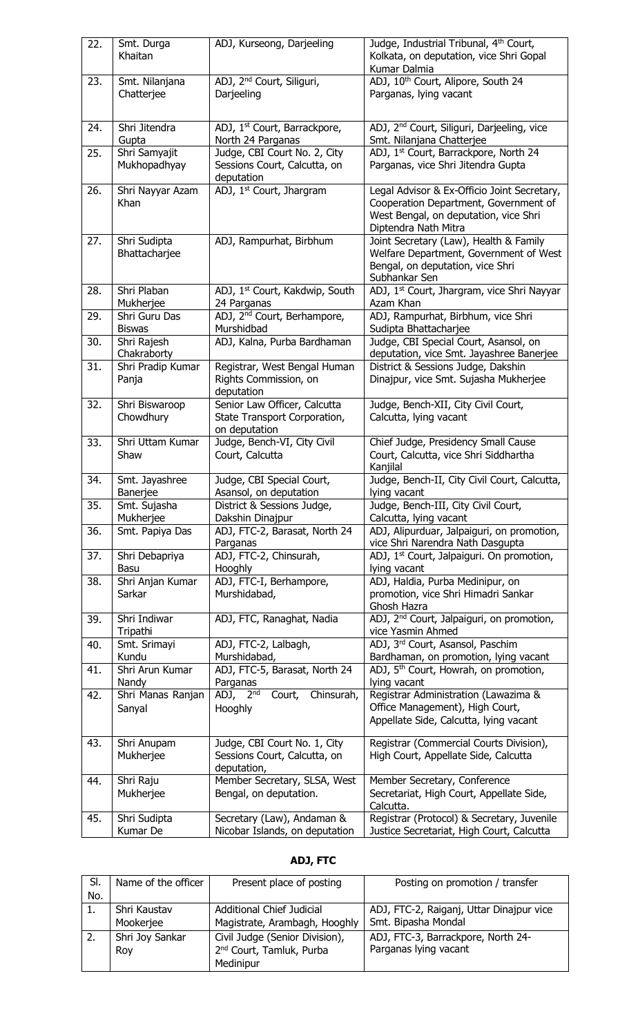| 22. | Smt. Durga Khaitan | ADJ, Kurseong, Darjeeling | Judge, Industrial Tribunal, 4th Court, Kolkata, on deputation, vice Shri Gopal Kumar Dalmia |
|---|---|---|---|
| 23. | Smt. Nilanjana Chatterjee | ADJ, 2nd Court, Siliguri, Darjeeling | ADJ, 10th Court, Alipore, South 24 Parganas, lying vacant |
| 24. | Shri Jitendra Gupta | ADJ, 1st Court, Barrackpore, North 24 Parganas | ADJ, 2nd Court, Siliguri, Darjeeling, vice Smt. Nilanjana Chatterjee |
| 25. | Shri Samyajit Mukhopadhyay | Judge, CBI Court No. 2, City Sessions Court, Calcutta, on deputation | ADJ, 1st Court, Barrackpore, North 24 Parganas, vice Shri Jitendra Gupta |
| 26. | Shri Nayyar Azam Khan | ADJ, 1st Court, Jhargram | Legal Advisor & Ex-Officio Joint Secretary, Cooperation Department, Government of West Bengal, on deputation, vice Shri Diptendra Nath Mitra |
| 27. | Shri Sudipta Bhattacharjee | ADJ, Rampurhat, Birbhum | Joint Secretary (Law), Health & Family Welfare Department, Government of West Bengal, on deputation, vice Shri Subhankar Sen |
| 28. | Shri Plaban Mukherjee | ADJ, 1st Court, Kakdwip, South 24 Parganas | ADJ, 1st Court, Jhargram, vice Shri Nayyar Azam Khan |
| 29. | Shri Guru Das Biswas | ADJ, 2nd Court, Berhampore, Murshidbad | ADJ, Rampurhat, Birbhum, vice Shri Sudipta Bhattacharjee |
| 30. | Shri Rajesh Chakraborty | ADJ, Kalna, Purba Bardhaman | Judge, CBI Special Court, Asansol, on deputation, vice Smt. Jayashree Banerjee |
| 31. | Shri Pradip Kumar Panja | Registrar, West Bengal Human Rights Commission, on deputation | District & Sessions Judge, Dakshin Dinajpur, vice Smt. Sujasha Mukherjee |
| 32. | Shri Biswaroop Chowdhury | Senior Law Officer, Calcutta State Transport Corporation, on deputation | Judge, Bench-XII, City Civil Court, Calcutta, lying vacant |
| 33. | Shri Uttam Kumar Shaw | Judge, Bench-VI, City Civil Court, Calcutta | Chief Judge, Presidency Small Cause Court, Calcutta, vice Shri Siddhartha Kanjilal |
| 34. | Smt. Jayashree Banerjee | Judge, CBI Special Court, Asansol, on deputation | Judge, Bench-II, City Civil Court, Calcutta, lying vacant |
| 35. | Smt. Sujasha Mukherjee | District & Sessions Judge, Dakshin Dinajpur | Judge, Bench-III, City Civil Court, Calcutta, lying vacant |
| 36. | Smt. Papiya Das | ADJ, FTC-2, Barasat, North 24 Parganas | ADJ, Alipurduar, Jalpaiguri, on promotion, vice Shri Narendra Nath Dasgupta |
| 37. | Shri Debapriya Basu | ADJ, FTC-2, Chinsurah, Hooghly | ADJ, 1st Court, Jalpaiguri. On promotion, lying vacant |
| 38. | Shri Anjan Kumar Sarkar | ADJ, FTC-I, Berhampore, Murshidabad, | ADJ, Haldia, Purba Medinipur, on promotion, vice Shri Himadri Sankar Ghosh Hazra |
| 39. | Shri Indiwar Tripathi | ADJ, FTC, Ranaghat, Nadia | ADJ, 2nd Court, Jalpaiguri, on promotion, vice Yasmin Ahmed |
| 40. | Smt. Srimayi Kundu | ADJ, FTC-2, Lalbagh, Murshidabad, | ADJ, 3rd Court, Asansol, Paschim Bardhaman, on promotion, lying vacant |
| 41. | Shri Arun Kumar Nandy | ADJ, FTC-5, Barasat, North 24 Parganas | ADJ, 5th Court, Howrah, on promotion, lying vacant |
| 42. | Shri Manas Ranjan Sanyal | ADJ, 2nd Court, Chinsurah, Hooghly | Registrar Administration (Lawazima & Office Management), High Court, Appellate Side, Calcutta, lying vacant |
| 43. | Shri Anupam Mukherjee | Judge, CBI Court No. 1, City Sessions Court, Calcutta, on deputation, | Registrar (Commercial Courts Division), High Court, Appellate Side, Calcutta |
| 44. | Shri Raju Mukherjee | Member Secretary, SLSA, West Bengal, on deputation. | Member Secretary, Conference Secretariat, High Court, Appellate Side, Calcutta. |
| 45. | Shri Sudipta Kumar De | Secretary (Law), Andaman & Nicobar Islands, on deputation | Registrar (Protocol) & Secretary, Juvenile Justice Secretariat, High Court, Calcutta |

**ADJ, FTC**

| Sl. No. | Name of the officer | Present place of posting | Posting on promotion / transfer |
|---|---|---|---|
| 1. | Shri Kaustav Mookerjee | Additional Chief Judicial Magistrate, Arambagh, Hooghly | ADJ, FTC-2, Raiganj, Uttar Dinajpur vice Smt. Bipasha Mondal |
| 2. | Shri Joy Sankar Roy | Civil Judge (Senior Division), 2nd Court, Tamluk, Purba Medinipur | ADJ, FTC-3, Barrackpore, North 24-Parganas lying vacant |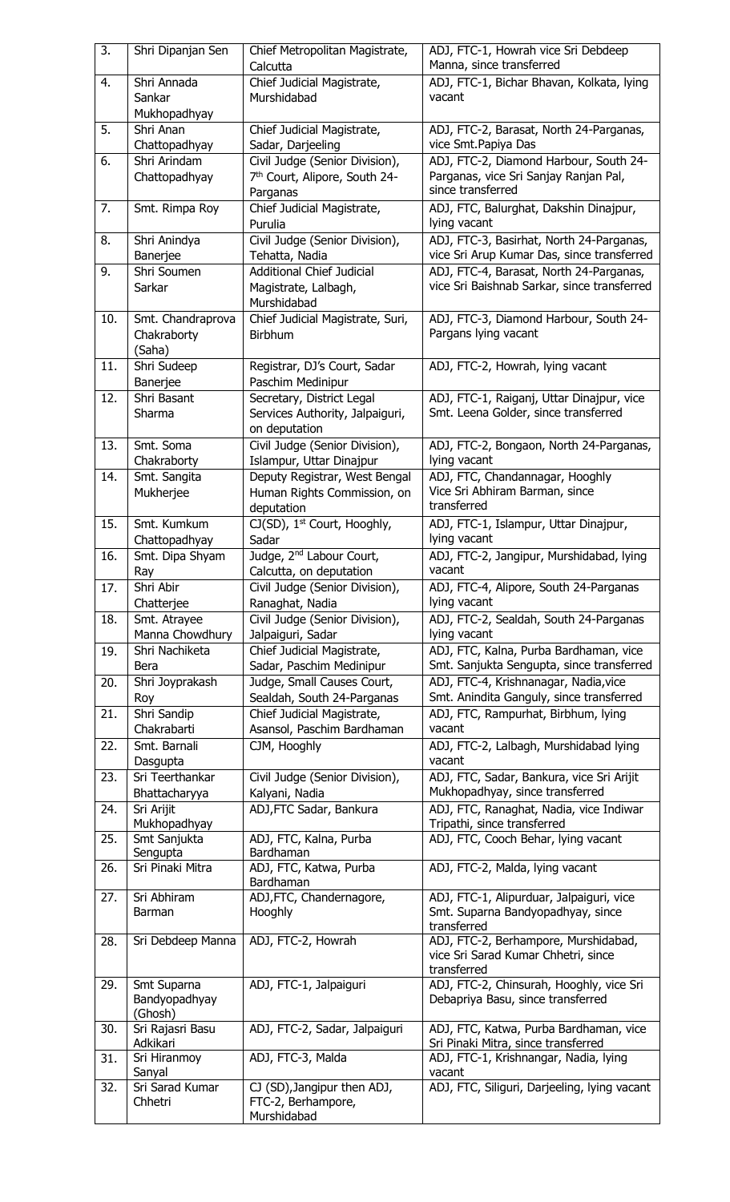| 3. | Shri Dipanjan Sen | Chief Metropolitan Magistrate, Calcutta | ADJ, FTC-1, Howrah vice Sri Debdeep Manna, since transferred |
|---|---|---|---|
| 4. | Shri Annada Sankar Mukhopadhyay | Chief Judicial Magistrate, Murshidabad | ADJ, FTC-1, Bichar Bhavan, Kolkata, lying vacant |
| 5. | Shri Anan Chattopadhyay | Chief Judicial Magistrate, Sadar, Darjeeling | ADJ, FTC-2, Barasat, North 24-Parganas, vice Smt.Papiya Das |
| 6. | Shri Arindam Chattopadhyay | Civil Judge (Senior Division), 7th Court, Alipore, South 24-Parganas | ADJ, FTC-2, Diamond Harbour, South 24-Parganas, vice Sri Sanjay Ranjan Pal, since transferred |
| 7. | Smt. Rimpa Roy | Chief Judicial Magistrate, Purulia | ADJ, FTC, Balurghat, Dakshin Dinajpur, lying vacant |
| 8. | Shri Anindya Banerjee | Civil Judge (Senior Division), Tehatta, Nadia | ADJ, FTC-3, Basirhat, North 24-Parganas, vice Sri Arup Kumar Das, since transferred |
| 9. | Shri Soumen Sarkar | Additional Chief Judicial Magistrate, Lalbagh, Murshidabad | ADJ, FTC-4, Barasat, North 24-Parganas, vice Sri Baishnab Sarkar, since transferred |
| 10. | Smt. Chandraprova Chakraborty (Saha) | Chief Judicial Magistrate, Suri, Birbhum | ADJ, FTC-3, Diamond Harbour, South 24-Pargans lying vacant |
| 11. | Shri Sudeep Banerjee | Registrar, DJ's Court, Sadar Paschim Medinipur | ADJ, FTC-2, Howrah, lying vacant |
| 12. | Shri Basant Sharma | Secretary, District Legal Services Authority, Jalpaiguri, on deputation | ADJ, FTC-1, Raiganj, Uttar Dinajpur, vice Smt. Leena Golder, since transferred |
| 13. | Smt. Soma Chakraborty | Civil Judge (Senior Division), Islampur, Uttar Dinajpur | ADJ, FTC-2, Bongaon, North 24-Parganas, lying vacant |
| 14. | Smt. Sangita Mukherjee | Deputy Registrar, West Bengal Human Rights Commission, on deputation | ADJ, FTC, Chandannagar, Hooghly Vice Sri Abhiram Barman, since transferred |
| 15. | Smt. Kumkum Chattopadhyay | CJ(SD), 1st Court, Hooghly, Sadar | ADJ, FTC-1, Islampur, Uttar Dinajpur, lying vacant |
| 16. | Smt. Dipa Shyam Ray | Judge, 2nd Labour Court, Calcutta, on deputation | ADJ, FTC-2, Jangipur, Murshidabad, lying vacant |
| 17. | Shri Abir Chatterjee | Civil Judge (Senior Division), Ranaghat, Nadia | ADJ, FTC-4, Alipore, South 24-Parganas lying vacant |
| 18. | Smt. Atrayee Manna Chowdhury | Civil Judge (Senior Division), Jalpaiguri, Sadar | ADJ, FTC-2, Sealdah, South 24-Parganas lying vacant |
| 19. | Shri Nachiketa Bera | Chief Judicial Magistrate, Sadar, Paschim Medinipur | ADJ, FTC, Kalna, Purba Bardhaman, vice Smt. Sanjukta Sengupta, since transferred |
| 20. | Shri Joyprakash Roy | Judge, Small Causes Court, Sealdah, South 24-Parganas | ADJ, FTC-4, Krishnanagar, Nadia,vice Smt. Anindita Ganguly, since transferred |
| 21. | Shri Sandip Chakrabarti | Chief Judicial Magistrate, Asansol, Paschim Bardhaman | ADJ, FTC, Rampurhat, Birbhum, lying vacant |
| 22. | Smt. Barnali Dasgupta | CJM, Hooghly | ADJ, FTC-2, Lalbagh, Murshidabad lying vacant |
| 23. | Sri Teerthankar Bhattacharyya | Civil Judge (Senior Division), Kalyani, Nadia | ADJ, FTC, Sadar, Bankura, vice Sri Arijit Mukhopadhyay, since transferred |
| 24. | Sri Arijit Mukhopadhyay | ADJ,FTC Sadar, Bankura | ADJ, FTC, Ranaghat, Nadia, vice Indiwar Tripathi, since transferred |
| 25. | Smt Sanjukta Sengupta | ADJ, FTC, Kalna, Purba Bardhaman | ADJ, FTC, Cooch Behar, lying vacant |
| 26. | Sri Pinaki Mitra | ADJ, FTC, Katwa, Purba Bardhaman | ADJ, FTC-2, Malda, lying vacant |
| 27. | Sri Abhiram Barman | ADJ,FTC, Chandernagore, Hooghly | ADJ, FTC-1, Alipurduar, Jalpaiguri, vice Smt. Suparna Bandyopadhyay, since transferred |
| 28. | Sri Debdeep Manna | ADJ, FTC-2, Howrah | ADJ, FTC-2, Berhampore, Murshidabad, vice Sri Sarad Kumar Chhetri, since transferred |
| 29. | Smt Suparna Bandyopadhyay (Ghosh) | ADJ, FTC-1, Jalpaiguri | ADJ, FTC-2, Chinsurah, Hooghly, vice Sri Debapriya Basu, since transferred |
| 30. | Sri Rajasri Basu Adkikari | ADJ, FTC-2, Sadar, Jalpaiguri | ADJ, FTC, Katwa, Purba Bardhaman, vice Sri Pinaki Mitra, since transferred |
| 31. | Sri Hiranmoy Sanyal | ADJ, FTC-3, Malda | ADJ, FTC-1, Krishnangar, Nadia, lying vacant |
| 32. | Sri Sarad Kumar Chhetri | CJ (SD),Jangipur then ADJ, FTC-2, Berhampore, Murshidabad | ADJ, FTC, Siliguri, Darjeeling, lying vacant |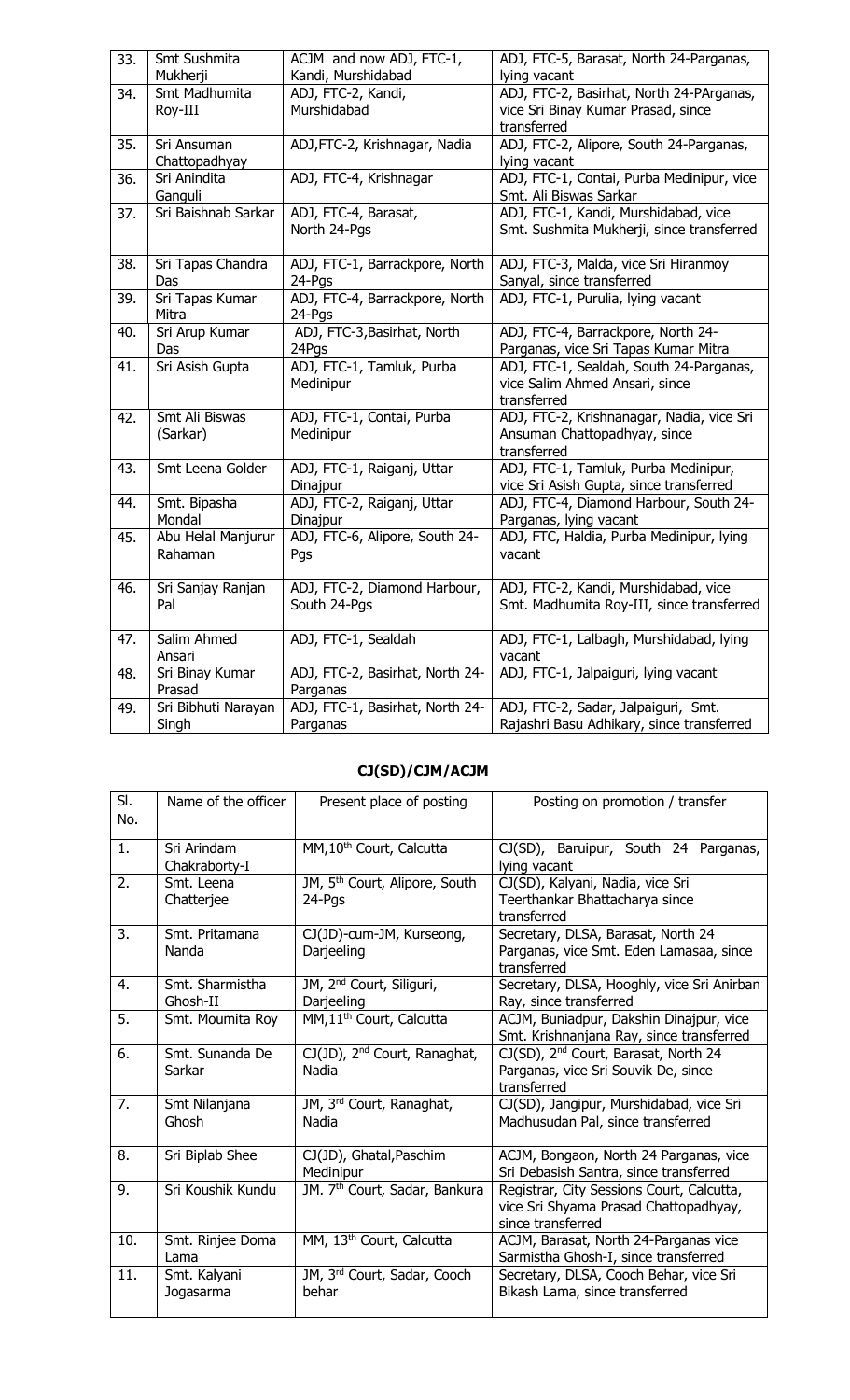| 33. | Smt Sushmita Mukherji | ACJM and now ADJ, FTC-1, Kandi, Murshidabad | ADJ, FTC-5, Barasat, North 24-Parganas, lying vacant |
|---|---|---|---|
| 34. | Smt Madhumita Roy-III | ADJ, FTC-2, Kandi, Murshidabad | ADJ, FTC-2, Basirhat, North 24-PArganas, vice Sri Binay Kumar Prasad, since transferred |
| 35. | Sri Ansuman Chattopadhyay | ADJ,FTC-2, Krishnagar, Nadia | ADJ, FTC-2, Alipore, South 24-Parganas, lying vacant |
| 36. | Sri Anindita Ganguli | ADJ, FTC-4, Krishnagar | ADJ, FTC-1, Contai, Purba Medinipur, vice Smt. Ali Biswas Sarkar |
| 37. | Sri Baishnab Sarkar | ADJ, FTC-4, Barasat, North 24-Pgs | ADJ, FTC-1, Kandi, Murshidabad, vice Smt. Sushmita Mukherji, since transferred |
| 38. | Sri Tapas Chandra Das | ADJ, FTC-1, Barrackpore, North 24-Pgs | ADJ, FTC-3, Malda, vice Sri Hiranmoy Sanyal, since transferred |
| 39. | Sri Tapas Kumar Mitra | ADJ, FTC-4, Barrackpore, North 24-Pgs | ADJ, FTC-1, Purulia, lying vacant |
| 40. | Sri Arup Kumar Das | ADJ, FTC-3,Basirhat, North 24Pgs | ADJ, FTC-4, Barrackpore, North 24-Parganas, vice Sri Tapas Kumar Mitra |
| 41. | Sri Asish Gupta | ADJ, FTC-1, Tamluk, Purba Medinipur | ADJ, FTC-1, Sealdah, South 24-Parganas, vice Salim Ahmed Ansari, since transferred |
| 42. | Smt Ali Biswas (Sarkar) | ADJ, FTC-1, Contai, Purba Medinipur | ADJ, FTC-2, Krishnanagar, Nadia, vice Sri Ansuman Chattopadhyay, since transferred |
| 43. | Smt Leena Golder | ADJ, FTC-1, Raiganj, Uttar Dinajpur | ADJ, FTC-1, Tamluk, Purba Medinipur, vice Sri Asish Gupta, since transferred |
| 44. | Smt. Bipasha Mondal | ADJ, FTC-2, Raiganj, Uttar Dinajpur | ADJ, FTC-4, Diamond Harbour, South 24-Parganas, lying vacant |
| 45. | Abu Helal Manjurur Rahaman | ADJ, FTC-6, Alipore, South 24-Pgs | ADJ, FTC, Haldia, Purba Medinipur, lying vacant |
| 46. | Sri Sanjay Ranjan Pal | ADJ, FTC-2, Diamond Harbour, South 24-Pgs | ADJ, FTC-2, Kandi, Murshidabad, vice Smt. Madhumita Roy-III, since transferred |
| 47. | Salim Ahmed Ansari | ADJ, FTC-1, Sealdah | ADJ, FTC-1, Lalbagh, Murshidabad, lying vacant |
| 48. | Sri Binay Kumar Prasad | ADJ, FTC-2, Basirhat, North 24-Parganas | ADJ, FTC-1, Jalpaiguri, lying vacant |
| 49. | Sri Bibhuti Narayan Singh | ADJ, FTC-1, Basirhat, North 24-Parganas | ADJ, FTC-2, Sadar, Jalpaiguri, Smt. Rajashri Basu Adhikary, since transferred |

## CJ(SD)/CJM/ACJM

| Sl. No. | Name of the officer | Present place of posting | Posting on promotion / transfer |
|---|---|---|---|
| 1. | Sri Arindam Chakraborty-I | MM,10th Court, Calcutta | CJ(SD), Baruipur, South 24 Parganas, lying vacant |
| 2. | Smt. Leena Chatterjee | JM, 5th Court, Alipore, South 24-Pgs | CJ(SD), Kalyani, Nadia, vice Sri Teerthankar Bhattacharya since transferred |
| 3. | Smt. Pritamana Nanda | CJ(JD)-cum-JM, Kurseong, Darjeeling | Secretary, DLSA, Barasat, North 24 Parganas, vice Smt. Eden Lamasaa, since transferred |
| 4. | Smt. Sharmistha Ghosh-II | JM, 2nd Court, Siliguri, Darjeeling | Secretary, DLSA, Hooghly, vice Sri Anirban Ray, since transferred |
| 5. | Smt. Moumita Roy | MM,11th Court, Calcutta | ACJM, Buniadpur, Dakshin Dinajpur, vice Smt. Krishnanjana Ray, since transferred |
| 6. | Smt. Sunanda De Sarkar | CJ(JD), 2nd Court, Ranaghat, Nadia | CJ(SD), 2nd Court, Barasat, North 24 Parganas, vice Sri Souvik De, since transferred |
| 7. | Smt Nilanjana Ghosh | JM, 3rd Court, Ranaghat, Nadia | CJ(SD), Jangipur, Murshidabad, vice Sri Madhusudan Pal, since transferred |
| 8. | Sri Biplab Shee | CJ(JD), Ghatal,Paschim Medinipur | ACJM, Bongaon, North 24 Parganas, vice Sri Debasish Santra, since transferred |
| 9. | Sri Koushik Kundu | JM. 7th Court, Sadar, Bankura | Registrar, City Sessions Court, Calcutta, vice Sri Shyama Prasad Chattopadhyay, since transferred |
| 10. | Smt. Rinjee Doma Lama | MM, 13th Court, Calcutta | ACJM, Barasat, North 24-Parganas vice Sarmistha Ghosh-I, since transferred |
| 11. | Smt. Kalyani Jogasarma | JM, 3rd Court, Sadar, Cooch behar | Secretary, DLSA, Cooch Behar, vice Sri Bikash Lama, since transferred |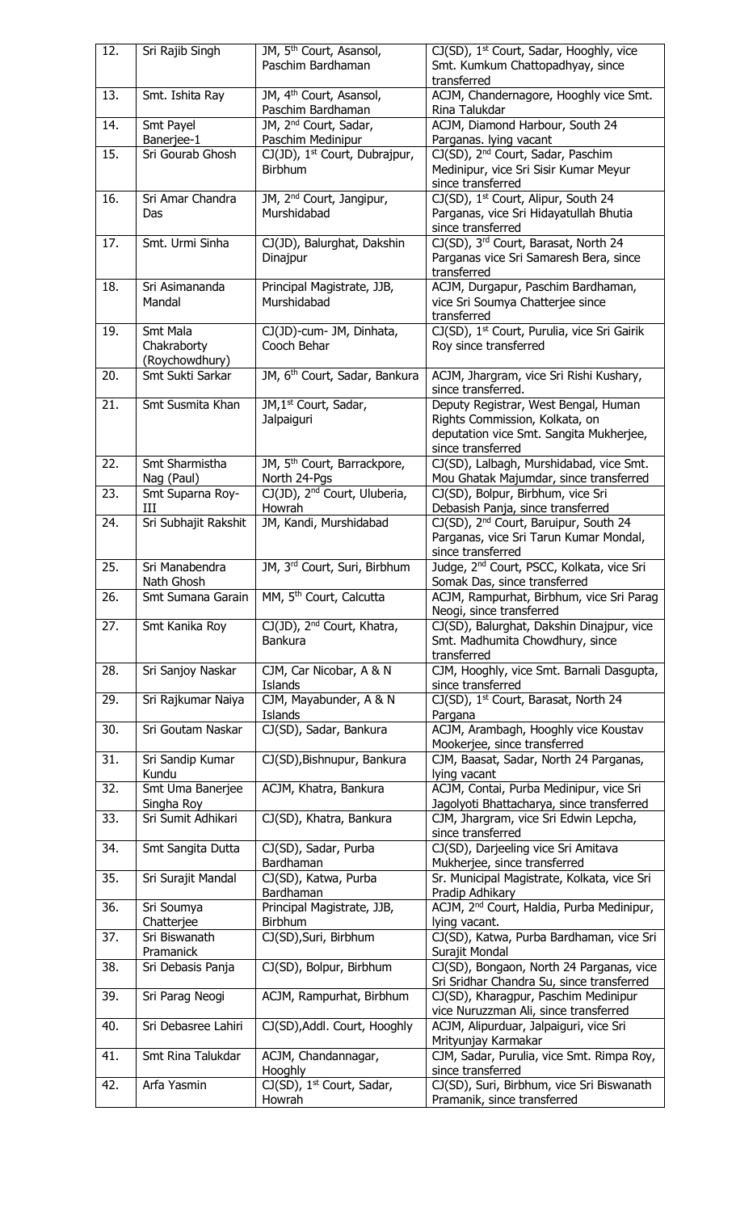| 12. | Sri Rajib Singh | JM, 5th Court, Asansol, Paschim Bardhaman | CJ(SD), 1st Court, Sadar, Hooghly, vice Smt. Kumkum Chattopadhyay, since transferred |
|---|---|---|---|
| 13. | Smt. Ishita Ray | JM, 4th Court, Asansol, Paschim Bardhaman | ACJM, Chandernagore, Hooghly vice Smt. Rina Talukdar |
| 14. | Smt Payel Banerjee-1 | JM, 2nd Court, Sadar, Paschim Medinipur | ACJM, Diamond Harbour, South 24 Parganas. lying vacant |
| 15. | Sri Gourab Ghosh | CJ(JD), 1st Court, Dubrajpur, Birbhum | CJ(SD), 2nd Court, Sadar, Paschim Medinipur, vice Sri Sisir Kumar Meyur since transferred |
| 16. | Sri Amar Chandra Das | JM, 2nd Court, Jangipur, Murshidabad | CJ(SD), 1st Court, Alipur, South 24 Parganas, vice Sri Hidayatullah Bhutia since transferred |
| 17. | Smt. Urmi Sinha | CJ(JD), Balurghat, Dakshin Dinajpur | CJ(SD), 3rd Court, Barasat, North 24 Parganas vice Sri Samaresh Bera, since transferred |
| 18. | Sri Asimananda Mandal | Principal Magistrate, JJB, Murshidabad | ACJM, Durgapur, Paschim Bardhaman, vice Sri Soumya Chatterjee since transferred |
| 19. | Smt Mala Chakraborty (Roychowdhury) | CJ(JD)-cum- JM, Dinhata, Cooch Behar | CJ(SD), 1st Court, Purulia, vice Sri Gairik Roy since transferred |
| 20. | Smt Sukti Sarkar | JM, 6th Court, Sadar, Bankura | ACJM, Jhargram, vice Sri Rishi Kushary, since transferred. |
| 21. | Smt Susmita Khan | JM,1st Court, Sadar, Jalpaiguri | Deputy Registrar, West Bengal, Human Rights Commission, Kolkata, on deputation vice Smt. Sangita Mukherjee, since transferred |
| 22. | Smt Sharmistha Nag (Paul) | JM, 5th Court, Barrackpore, North 24-Pgs | CJ(SD), Lalbagh, Murshidabad, vice Smt. Mou Ghatak Majumdar, since transferred |
| 23. | Smt Suparna Roy-III | CJ(JD), 2nd Court, Uluberia, Howrah | CJ(SD), Bolpur, Birbhum, vice Sri Debasish Panja, since transferred |
| 24. | Sri Subhajit Rakshit | JM, Kandi, Murshidabad | CJ(SD), 2nd Court, Baruipur, South 24 Parganas, vice Sri Tarun Kumar Mondal, since transferred |
| 25. | Sri Manabendra Nath Ghosh | JM, 3rd Court, Suri, Birbhum | Judge, 2nd Court, PSCC, Kolkata, vice Sri Somak Das, since transferred |
| 26. | Smt Sumana Garain | MM, 5th Court, Calcutta | ACJM, Rampurhat, Birbhum, vice Sri Parag Neogi, since transferred |
| 27. | Smt Kanika Roy | CJ(JD), 2nd Court, Khatra, Bankura | CJ(SD), Balurghat, Dakshin Dinajpur, vice Smt. Madhumita Chowdhury, since transferred |
| 28. | Sri Sanjoy Naskar | CJM, Car Nicobar, A & N Islands | CJM, Hooghly, vice Smt. Barnali Dasgupta, since transferred |
| 29. | Sri Rajkumar Naiya | CJM, Mayabunder, A & N Islands | CJ(SD), 1st Court, Barasat, North 24 Pargana |
| 30. | Sri Goutam Naskar | CJ(SD), Sadar, Bankura | ACJM, Arambagh, Hooghly vice Koustav Mookerjee, since transferred |
| 31. | Sri Sandip Kumar Kundu | CJ(SD),Bishnupur, Bankura | CJM, Baasat, Sadar, North 24 Parganas, lying vacant |
| 32. | Smt Uma Banerjee Singha Roy | ACJM, Khatra, Bankura | ACJM, Contai, Purba Medinipur, vice Sri Jagolyoti Bhattacharya, since transferred |
| 33. | Sri Sumit Adhikari | CJ(SD), Khatra, Bankura | CJM, Jhargram, vice Sri Edwin Lepcha, since transferred |
| 34. | Smt Sangita Dutta | CJ(SD), Sadar, Purba Bardhaman | CJ(SD), Darjeeling vice Sri Amitava Mukherjee, since transferred |
| 35. | Sri Surajit Mandal | CJ(SD), Katwa, Purba Bardhaman | Sr. Municipal Magistrate, Kolkata, vice Sri Pradip Adhikary |
| 36. | Sri Soumya Chatterjee | Principal Magistrate, JJB, Birbhum | ACJM, 2nd Court, Haldia, Purba Medinipur, lying vacant. |
| 37. | Sri Biswanath Pramanick | CJ(SD),Suri, Birbhum | CJ(SD), Katwa, Purba Bardhaman, vice Sri Surajit Mondal |
| 38. | Sri Debasis Panja | CJ(SD), Bolpur, Birbhum | CJ(SD), Bongaon, North 24 Parganas, vice Sri Sridhar Chandra Su, since transferred |
| 39. | Sri Parag Neogi | ACJM, Rampurhat, Birbhum | CJ(SD), Kharagpur, Paschim Medinipur vice Nuruzzman Ali, since transferred |
| 40. | Sri Debasree Lahiri | CJ(SD),Addl. Court, Hooghly | ACJM, Alipurduar, Jalpaiguri, vice Sri Mrityunjay Karmakar |
| 41. | Smt Rina Talukdar | ACJM, Chandannagar, Hooghly | CJM, Sadar, Purulia, vice Smt. Rimpa Roy, since transferred |
| 42. | Arfa Yasmin | CJ(SD), 1st Court, Sadar, Howrah | CJ(SD), Suri, Birbhum, vice Sri Biswanath Pramanik, since transferred |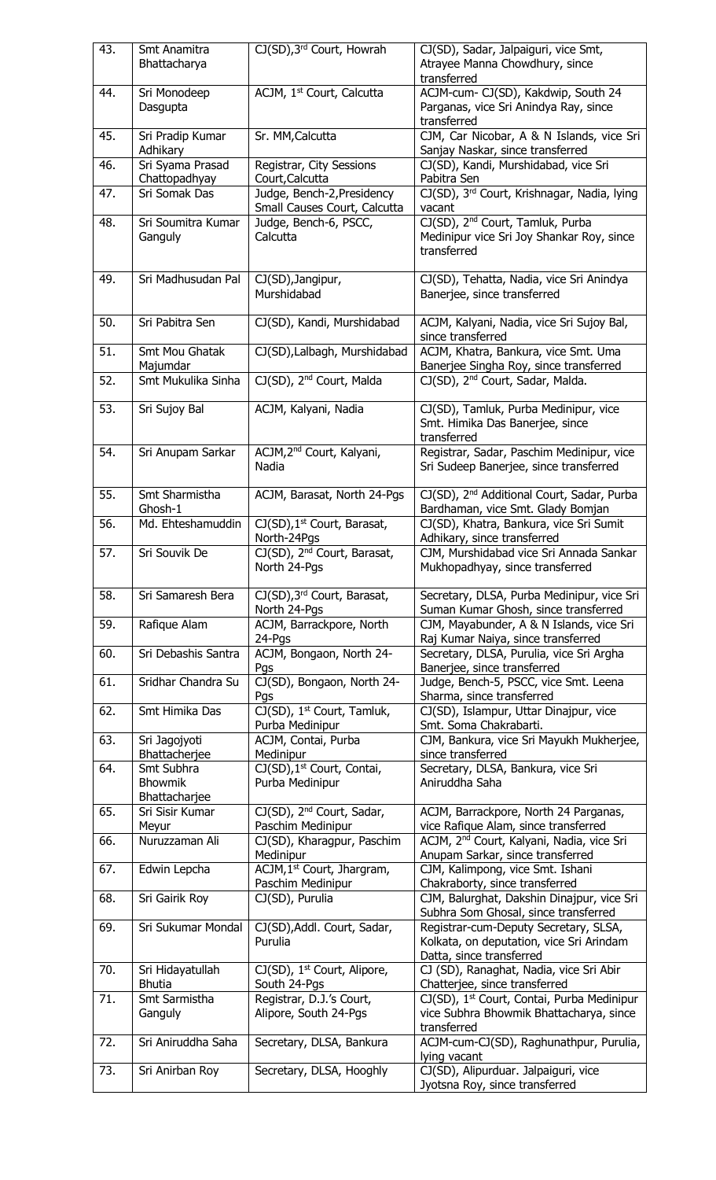| 43. | Smt Anamitra Bhattacharya | CJ(SD),3rd Court, Howrah | CJ(SD), Sadar, Jalpaiguri, vice Smt, Atrayee Manna Chowdhury, since transferred |
|---|---|---|---|
| 44. | Sri Monodeep Dasgupta | ACJM, 1st Court, Calcutta | ACJM-cum- CJ(SD), Kakdwip, South 24 Parganas, vice Sri Anindya Ray, since transferred |
| 45. | Sri Pradip Kumar Adhikary | Sr. MM,Calcutta | CJM, Car Nicobar, A & N Islands, vice Sri Sanjay Naskar, since transferred |
| 46. | Sri Syama Prasad Chattopadhyay | Registrar, City Sessions Court,Calcutta | CJ(SD), Kandi, Murshidabad, vice Sri Pabitra Sen |
| 47. | Sri Somak Das | Judge, Bench-2,Presidency Small Causes Court, Calcutta | CJ(SD), 3rd Court, Krishnagar, Nadia, lying vacant |
| 48. | Sri Soumitra Kumar Ganguly | Judge, Bench-6, PSCC, Calcutta | CJ(SD), 2nd Court, Tamluk, Purba Medinipur vice Sri Joy Shankar Roy, since transferred |
| 49. | Sri Madhusudan Pal | CJ(SD),Jangipur, Murshidabad | CJ(SD), Tehatta, Nadia, vice Sri Anindya Banerjee, since transferred |
| 50. | Sri Pabitra Sen | CJ(SD), Kandi, Murshidabad | ACJM, Kalyani, Nadia, vice Sri Sujoy Bal, since transferred |
| 51. | Smt Mou Ghatak Majumdar | CJ(SD),Lalbagh, Murshidabad | ACJM, Khatra, Bankura, vice Smt. Uma Banerjee Singha Roy, since transferred |
| 52. | Smt Mukulika Sinha | CJ(SD), 2nd Court, Malda | CJ(SD), 2nd Court, Sadar, Malda. |
| 53. | Sri Sujoy Bal | ACJM, Kalyani, Nadia | CJ(SD), Tamluk, Purba Medinipur, vice Smt. Himika Das Banerjee, since transferred |
| 54. | Sri Anupam Sarkar | ACJM,2nd Court, Kalyani, Nadia | Registrar, Sadar, Paschim Medinipur, vice Sri Sudeep Banerjee, since transferred |
| 55. | Smt Sharmistha Ghosh-1 | ACJM, Barasat, North 24-Pgs | CJ(SD), 2nd Additional Court, Sadar, Purba Bardhaman, vice Smt. Glady Bomjan |
| 56. | Md. Ehteshamuddin | CJ(SD),1st Court, Barasat, North-24Pgs | CJ(SD), Khatra, Bankura, vice Sri Sumit Adhikary, since transferred |
| 57. | Sri Souvik De | CJ(SD), 2nd Court, Barasat, North 24-Pgs | CJM, Murshidabad vice Sri Annada Sankar Mukhopadhyay, since transferred |
| 58. | Sri Samaresh Bera | CJ(SD),3rd Court, Barasat, North 24-Pgs | Secretary, DLSA, Purba Medinipur, vice Sri Suman Kumar Ghosh, since transferred |
| 59. | Rafique Alam | ACJM, Barrackpore, North 24-Pgs | CJM, Mayabunder, A & N Islands, vice Sri Raj Kumar Naiya, since transferred |
| 60. | Sri Debashis Santra | ACJM, Bongaon, North 24-Pgs | Secretary, DLSA, Purulia, vice Sri Argha Banerjee, since transferred |
| 61. | Sridhar Chandra Su | CJ(SD), Bongaon, North 24-Pgs | Judge, Bench-5, PSCC, vice Smt. Leena Sharma, since transferred |
| 62. | Smt Himika Das | CJ(SD), 1st Court, Tamluk, Purba Medinipur | CJ(SD), Islampur, Uttar Dinajpur, vice Smt. Soma Chakrabarti. |
| 63. | Sri Jagojyoti Bhattacherjee | ACJM, Contai, Purba Medinipur | CJM, Bankura, vice Sri Mayukh Mukherjee, since transferred |
| 64. | Smt Subhra Bhowmik Bhattacharjee | CJ(SD),1st Court, Contai, Purba Medinipur | Secretary, DLSA, Bankura, vice Sri Aniruddha Saha |
| 65. | Sri Sisir Kumar Meyur | CJ(SD), 2nd Court, Sadar, Paschim Medinipur | ACJM, Barrackpore, North 24 Parganas, vice Rafique Alam, since transferred |
| 66. | Nuruzzaman Ali | CJ(SD), Kharagpur, Paschim Medinipur | ACJM, 2nd Court, Kalyani, Nadia, vice Sri Anupam Sarkar, since transferred |
| 67. | Edwin Lepcha | ACJM,1st Court, Jhargram, Paschim Medinipur | CJM, Kalimpong, vice Smt. Ishani Chakraborty, since transferred |
| 68. | Sri Gairik Roy | CJ(SD), Purulia | CJM, Balurghat, Dakshin Dinajpur, vice Sri Subhra Som Ghosal, since transferred |
| 69. | Sri Sukumar Mondal | CJ(SD),Addl. Court, Sadar, Purulia | Registrar-cum-Deputy Secretary, SLSA, Kolkata, on deputation, vice Sri Arindam Datta, since transferred |
| 70. | Sri Hidayatullah Bhutia | CJ(SD), 1st Court, Alipore, South 24-Pgs | CJ (SD), Ranaghat, Nadia, vice Sri Abir Chatterjee, since transferred |
| 71. | Smt Sarmistha Ganguly | Registrar, D.J.'s Court, Alipore, South 24-Pgs | CJ(SD), 1st Court, Contai, Purba Medinipur vice Subhra Bhowmik Bhattacharya, since transferred |
| 72. | Sri Aniruddha Saha | Secretary, DLSA, Bankura | ACJM-cum-CJ(SD), Raghunathpur, Purulia, lying vacant |
| 73. | Sri Anirban Roy | Secretary, DLSA, Hooghly | CJ(SD), Alipurduar. Jalpaiguri, vice Jyotsna Roy, since transferred |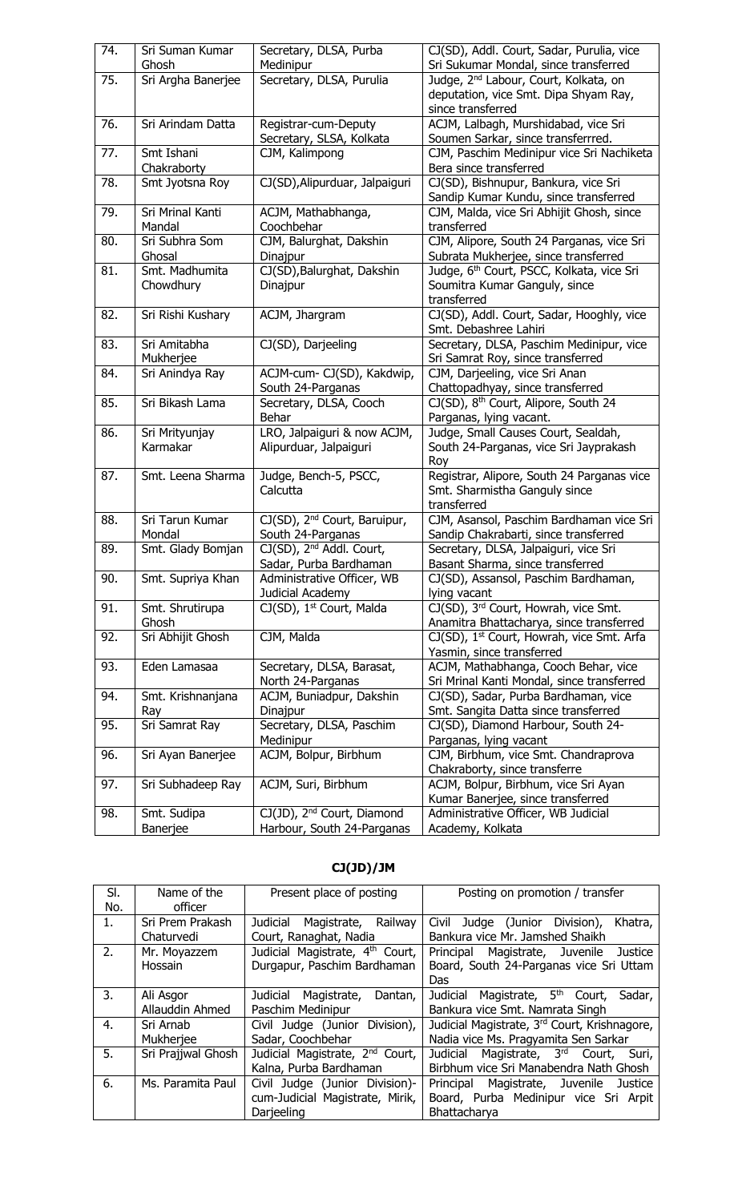| | | | |
|---|---|---|---|
| 74. | Sri Suman Kumar Ghosh | Secretary, DLSA, Purba Medinipur | CJ(SD), Addl. Court, Sadar, Purulia, vice Sri Sukumar Mondal, since transferred |
| 75. | Sri Argha Banerjee | Secretary, DLSA, Purulia | Judge, 2nd Labour, Court, Kolkata, on deputation, vice Smt. Dipa Shyam Ray, since transferred |
| 76. | Sri Arindam Datta | Registrar-cum-Deputy Secretary, SLSA, Kolkata | ACJM, Lalbagh, Murshidabad, vice Sri Soumen Sarkar, since transferrred. |
| 77. | Smt Ishani Chakraborty | CJM, Kalimpong | CJM, Paschim Medinipur vice Sri Nachiketa Bera since transferred |
| 78. | Smt Jyotsna Roy | CJ(SD),Alipurduar, Jalpaiguri | CJ(SD), Bishnupur, Bankura, vice Sri Sandip Kumar Kundu, since transferred |
| 79. | Sri Mrinal Kanti Mandal | ACJM, Mathabhanga, Coochbehar | CJM, Malda, vice Sri Abhijit Ghosh, since transferred |
| 80. | Sri Subhra Som Ghosal | CJM, Balurghat, Dakshin Dinajpur | CJM, Alipore, South 24 Parganas, vice Sri Subrata Mukherjee, since transferred |
| 81. | Smt. Madhumita Chowdhury | CJ(SD),Balurghat, Dakshin Dinajpur | Judge, 6th Court, PSCC, Kolkata, vice Sri Soumitra Kumar Ganguly, since transferred |
| 82. | Sri Rishi Kushary | ACJM, Jhargram | CJ(SD), Addl. Court, Sadar, Hooghly, vice Smt. Debashree Lahiri |
| 83. | Sri Amitabha Mukherjee | CJ(SD), Darjeeling | Secretary, DLSA, Paschim Medinipur, vice Sri Samrat Roy, since transferred |
| 84. | Sri Anindya Ray | ACJM-cum- CJ(SD), Kakdwip, South 24-Parganas | CJM, Darjeeling, vice Sri Anan Chattopadhyay, since transferred |
| 85. | Sri Bikash Lama | Secretary, DLSA, Cooch Behar | CJ(SD), 8th Court, Alipore, South 24 Parganas, lying vacant. |
| 86. | Sri Mrityunjay Karmakar | LRO, Jalpaiguri & now ACJM, Alipurduar, Jalpaiguri | Judge, Small Causes Court, Sealdah, South 24-Parganas, vice Sri Jayprakash Roy |
| 87. | Smt. Leena Sharma | Judge, Bench-5, PSCC, Calcutta | Registrar, Alipore, South 24 Parganas vice Smt. Sharmistha Ganguly since transferred |
| 88. | Sri Tarun Kumar Mondal | CJ(SD), 2nd Court, Baruipur, South 24-Parganas | CJM, Asansol, Paschim Bardhaman vice Sri Sandip Chakrabarti, since transferred |
| 89. | Smt. Glady Bomjan | CJ(SD), 2nd Addl. Court, Sadar, Purba Bardhaman | Secretary, DLSA, Jalpaiguri, vice Sri Basant Sharma, since transferred |
| 90. | Smt. Supriya Khan | Administrative Officer, WB Judicial Academy | CJ(SD), Assansol, Paschim Bardhaman, lying vacant |
| 91. | Smt. Shrutirupa Ghosh | CJ(SD), 1st Court, Malda | CJ(SD), 3rd Court, Howrah, vice Smt. Anamitra Bhattacharya, since transferred |
| 92. | Sri Abhijit Ghosh | CJM, Malda | CJ(SD), 1st Court, Howrah, vice Smt. Arfa Yasmin, since transferred |
| 93. | Eden Lamasaa | Secretary, DLSA, Barasat, North 24-Parganas | ACJM, Mathabhanga, Cooch Behar, vice Sri Mrinal Kanti Mondal, since transferred |
| 94. | Smt. Krishnanjana Ray | ACJM, Buniadpur, Dakshin Dinajpur | CJ(SD), Sadar, Purba Bardhaman, vice Smt. Sangita Datta since transferred |
| 95. | Sri Samrat Ray | Secretary, DLSA, Paschim Medinipur | CJ(SD), Diamond Harbour, South 24-Parganas, lying vacant |
| 96. | Sri Ayan Banerjee | ACJM, Bolpur, Birbhum | CJM, Birbhum, vice Smt. Chandraprova Chakraborty, since transferre |
| 97. | Sri Subhadeep Ray | ACJM, Suri, Birbhum | ACJM, Bolpur, Birbhum, vice Sri Ayan Kumar Banerjee, since transferred |
| 98. | Smt. Sudipa Banerjee | CJ(JD), 2nd Court, Diamond Harbour, South 24-Parganas | Administrative Officer, WB Judicial Academy, Kolkata |

## CJ(JD)/JM

| Sl. No. | Name of the officer | Present place of posting | Posting on promotion / transfer |
|---|---|---|---|
| 1. | Sri Prem Prakash Chaturvedi | Judicial Magistrate, Railway Court, Ranaghat, Nadia | Civil Judge (Junior Division), Khatra, Bankura vice Mr. Jamshed Shaikh |
| 2. | Mr. Moyazzem Hossain | Judicial Magistrate, 4th Court, Durgapur, Paschim Bardhaman | Principal Magistrate, Juvenile Justice Board, South 24-Parganas vice Sri Uttam Das |
| 3. | Ali Asgor Allauddin Ahmed | Judicial Magistrate, Dantan, Paschim Medinipur | Judicial Magistrate, 5th Court, Sadar, Bankura vice Smt. Namrata Singh |
| 4. | Sri Arnab Mukherjee | Civil Judge (Junior Division), Sadar, Coochbehar | Judicial Magistrate, 3rd Court, Krishnagore, Nadia vice Ms. Pragyamita Sen Sarkar |
| 5. | Sri Prajjwal Ghosh | Judicial Magistrate, 2nd Court, Kalna, Purba Bardhaman | Judicial Magistrate, 3rd Court, Suri, Birbhum vice Sri Manabendra Nath Ghosh |
| 6. | Ms. Paramita Paul | Civil Judge (Junior Division)-cum-Judicial Magistrate, Mirik, Darjeeling | Principal Magistrate, Juvenile Justice Board, Purba Medinipur vice Sri Arpit Bhattacharya |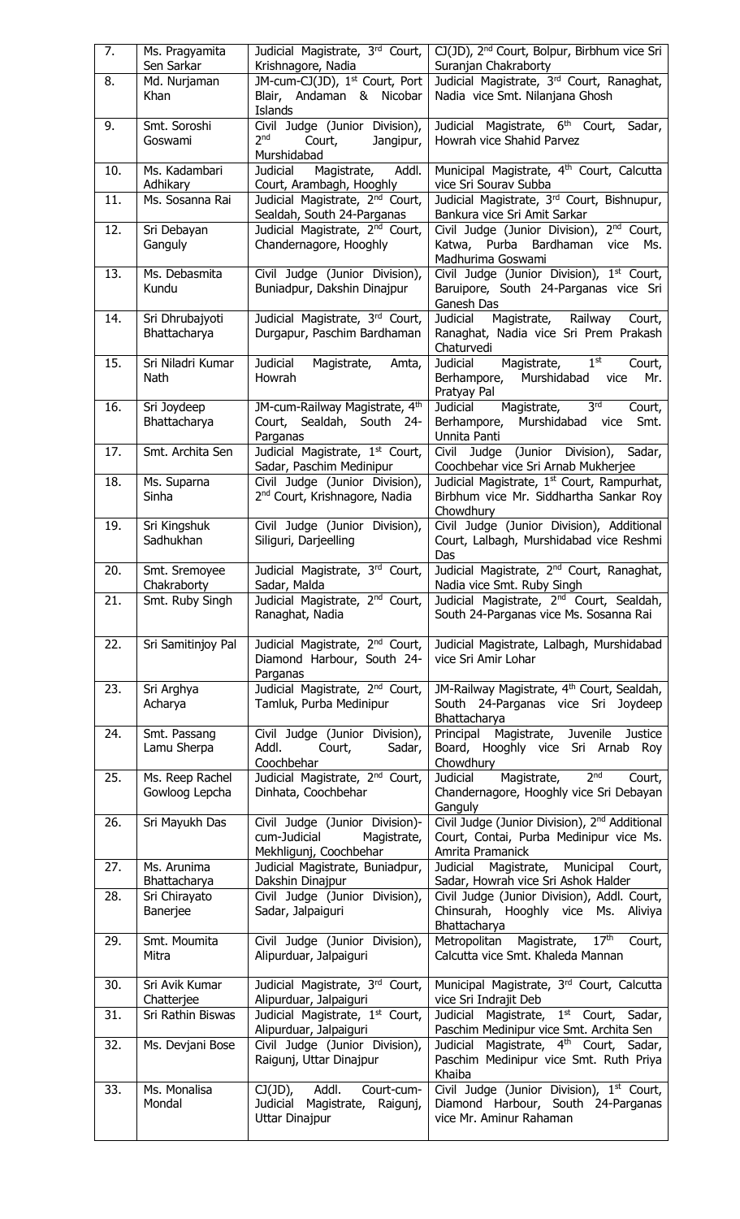| | | | |
|---|---|---|---|
| 7. | Ms. Pragyamita Sen Sarkar | Judicial Magistrate, 3rd Court, Krishnagore, Nadia | CJ(JD), 2nd Court, Bolpur, Birbhum vice Sri Suranjan Chakraborty |
| 8. | Md. Nurjaman Khan | JM-cum-CJ(JD), 1st Court, Port Blair, Andaman & Nicobar Islands | Judicial Magistrate, 3rd Court, Ranaghat, Nadia vice Smt. Nilanjana Ghosh |
| 9. | Smt. Soroshi Goswami | Civil Judge (Junior Division), 2nd Court, Jangipur, Murshidabad | Judicial Magistrate, 6th Court, Sadar, Howrah vice Shahid Parvez |
| 10. | Ms. Kadambari Adhikary | Judicial Magistrate, Addl. Court, Arambagh, Hooghly | Municipal Magistrate, 4th Court, Calcutta vice Sri Sourav Subba |
| 11. | Ms. Sosanna Rai | Judicial Magistrate, 2nd Court, Sealdah, South 24-Parganas | Judicial Magistrate, 3rd Court, Bishnupur, Bankura vice Sri Amit Sarkar |
| 12. | Sri Debayan Ganguly | Judicial Magistrate, 2nd Court, Chandernagore, Hooghly | Civil Judge (Junior Division), 2nd Court, Katwa, Purba Bardhaman vice Ms. Madhurima Goswami |
| 13. | Ms. Debasmita Kundu | Civil Judge (Junior Division), Buniadpur, Dakshin Dinajpur | Civil Judge (Junior Division), 1st Court, Baruipore, South 24-Parganas vice Sri Ganesh Das |
| 14. | Sri Dhrubajyoti Bhattacharya | Judicial Magistrate, 3rd Court, Durgapur, Paschim Bardhaman | Judicial Magistrate, Railway Court, Ranaghat, Nadia vice Sri Prem Prakash Chaturvedi |
| 15. | Sri Niladri Kumar Nath | Judicial Magistrate, Amta, Howrah | Judicial Magistrate, 1st Court, Berhampore, Murshidabad vice Mr. Pratyay Pal |
| 16. | Sri Joydeep Bhattacharya | JM-cum-Railway Magistrate, 4th Court, Sealdah, South 24-Parganas | Judicial Magistrate, 3rd Court, Berhampore, Murshidabad vice Smt. Unnita Panti |
| 17. | Smt. Archita Sen | Judicial Magistrate, 1st Court, Sadar, Paschim Medinipur | Civil Judge (Junior Division), Sadar, Coochbehar vice Sri Arnab Mukherjee |
| 18. | Ms. Suparna Sinha | Civil Judge (Junior Division), 2nd Court, Krishnagore, Nadia | Judicial Magistrate, 1st Court, Rampurhat, Birbhum vice Mr. Siddhartha Sankar Roy Chowdhury |
| 19. | Sri Kingshuk Sadhukhan | Civil Judge (Junior Division), Siliguri, Darjeelling | Civil Judge (Junior Division), Additional Court, Lalbagh, Murshidabad vice Reshmi Das |
| 20. | Smt. Sremoyee Chakraborty | Judicial Magistrate, 3rd Court, Sadar, Malda | Judicial Magistrate, 2nd Court, Ranaghat, Nadia vice Smt. Ruby Singh |
| 21. | Smt. Ruby Singh | Judicial Magistrate, 2nd Court, Ranaghat, Nadia | Judicial Magistrate, 2nd Court, Sealdah, South 24-Parganas vice Ms. Sosanna Rai |
| 22. | Sri Samitinjoy Pal | Judicial Magistrate, 2nd Court, Diamond Harbour, South 24-Parganas | Judicial Magistrate, Lalbagh, Murshidabad vice Sri Amir Lohar |
| 23. | Sri Arghya Acharya | Judicial Magistrate, 2nd Court, Tamluk, Purba Medinipur | JM-Railway Magistrate, 4th Court, Sealdah, South 24-Parganas vice Sri Joydeep Bhattacharya |
| 24. | Smt. Passang Lamu Sherpa | Civil Judge (Junior Division), Addl. Court, Sadar, Coochbehar | Principal Magistrate, Juvenile Justice Board, Hooghly vice Sri Arnab Roy Chowdhury |
| 25. | Ms. Reep Rachel Gowloog Lepcha | Judicial Magistrate, 2nd Court, Dinhata, Coochbehar | Judicial Magistrate, 2nd Court, Chandernagore, Hooghly vice Sri Debayan Ganguly |
| 26. | Sri Mayukh Das | Civil Judge (Junior Division)-cum-Judicial Magistrate, Mekhligunj, Coochbehar | Civil Judge (Junior Division), 2nd Additional Court, Contai, Purba Medinipur vice Ms. Amrita Pramanick |
| 27. | Ms. Arunima Bhattacharya | Judicial Magistrate, Buniadpur, Dakshin Dinajpur | Judicial Magistrate, Municipal Court, Sadar, Howrah vice Sri Ashok Halder |
| 28. | Sri Chirayato Banerjee | Civil Judge (Junior Division), Sadar, Jalpaiguri | Civil Judge (Junior Division), Addl. Court, Chinsurah, Hooghly vice Ms. Aliviya Bhattacharya |
| 29. | Smt. Moumita Mitra | Civil Judge (Junior Division), Alipurduar, Jalpaiguri | Metropolitan Magistrate, 17th Court, Calcutta vice Smt. Khaleda Mannan |
| 30. | Sri Avik Kumar Chatterjee | Judicial Magistrate, 3rd Court, Alipurduar, Jalpaiguri | Municipal Magistrate, 3rd Court, Calcutta vice Sri Indrajit Deb |
| 31. | Sri Rathin Biswas | Judicial Magistrate, 1st Court, Alipurduar, Jalpaiguri | Judicial Magistrate, 1st Court, Sadar, Paschim Medinipur vice Smt. Archita Sen |
| 32. | Ms. Devjani Bose | Civil Judge (Junior Division), Raigunj, Uttar Dinajpur | Judicial Magistrate, 4th Court, Sadar, Paschim Medinipur vice Smt. Ruth Priya Khaiba |
| 33. | Ms. Monalisa Mondal | CJ(JD), Addl. Court-cum-Judicial Magistrate, Raigunj, Uttar Dinajpur | Civil Judge (Junior Division), 1st Court, Diamond Harbour, South 24-Parganas vice Mr. Aminur Rahaman |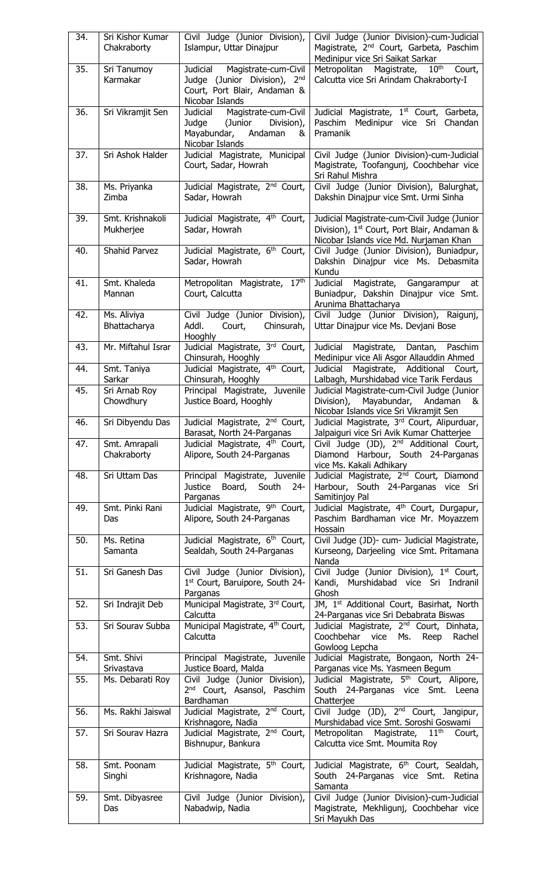| 34. | Sri Kishor Kumar Chakraborty | Civil Judge (Junior Division), Islampur, Uttar Dinajpur | Civil Judge (Junior Division)-cum-Judicial Magistrate, 2nd Court, Garbeta, Paschim Medinipur vice Sri Saikat Sarkar |
|---|---|---|---|
| 35. | Sri Tanumoy Karmakar | Judicial Magistrate-cum-Civil Judge (Junior Division), 2nd Court, Port Blair, Andaman & Nicobar Islands | Metropolitan Magistrate, 10th Court, Calcutta vice Sri Arindam Chakraborty-I |
| 36. | Sri Vikramjit Sen | Judicial Magistrate-cum-Civil Judge (Junior Division), Mayabundar, Andaman & Nicobar Islands | Judicial Magistrate, 1st Court, Garbeta, Paschim Medinipur vice Sri Chandan Pramanik |
| 37. | Sri Ashok Halder | Judicial Magistrate, Municipal Court, Sadar, Howrah | Civil Judge (Junior Division)-cum-Judicial Magistrate, Toofangunj, Coochbehar vice Sri Rahul Mishra |
| 38. | Ms. Priyanka Zimba | Judicial Magistrate, 2nd Court, Sadar, Howrah | Civil Judge (Junior Division), Balurghat, Dakshin Dinajpur vice Smt. Urmi Sinha |
| 39. | Smt. Krishnakoli Mukherjee | Judicial Magistrate, 4th Court, Sadar, Howrah | Judicial Magistrate-cum-Civil Judge (Junior Division), 1st Court, Port Blair, Andaman & Nicobar Islands vice Md. Nurjaman Khan |
| 40. | Shahid Parvez | Judicial Magistrate, 6th Court, Sadar, Howrah | Civil Judge (Junior Division), Buniadpur, Dakshin Dinajpur vice Ms. Debasmita Kundu |
| 41. | Smt. Khaleda Mannan | Metropolitan Magistrate, 17th Court, Calcutta | Judicial Magistrate, Gangarampur at Buniadpur, Dakshin Dinajpur vice Smt. Arunima Bhattacharya |
| 42. | Ms. Aliviya Bhattacharya | Civil Judge (Junior Division), Addl. Court, Chinsurah, Hooghly | Civil Judge (Junior Division), Raigunj, Uttar Dinajpur vice Ms. Devjani Bose |
| 43. | Mr. Miftahul Israr | Judicial Magistrate, 3rd Court, Chinsurah, Hooghly | Judicial Magistrate, Dantan, Paschim Medinipur vice Ali Asgor Allauddin Ahmed |
| 44. | Smt. Taniya Sarkar | Judicial Magistrate, 4th Court, Chinsurah, Hooghly | Judicial Magistrate, Additional Court, Lalbagh, Murshidabad vice Tarik Ferdaus |
| 45. | Sri Arnab Roy Chowdhury | Principal Magistrate, Juvenile Justice Board, Hooghly | Judicial Magistrate-cum-Civil Judge (Junior Division), Mayabundar, Andaman & Nicobar Islands vice Sri Vikramjit Sen |
| 46. | Sri Dibyendu Das | Judicial Magistrate, 2nd Court, Barasat, North 24-Parganas | Judicial Magistrate, 3rd Court, Alipurduar, Jalpaiguri vice Sri Avik Kumar Chatterjee |
| 47. | Smt. Amrapali Chakraborty | Judicial Magistrate, 4th Court, Alipore, South 24-Parganas | Civil Judge (JD), 2nd Additional Court, Diamond Harbour, South 24-Parganas vice Ms. Kakali Adhikary |
| 48. | Sri Uttam Das | Principal Magistrate, Juvenile Justice Board, South 24-Parganas | Judicial Magistrate, 2nd Court, Diamond Harbour, South 24-Parganas vice Sri Samitinjoy Pal |
| 49. | Smt. Pinki Rani Das | Judicial Magistrate, 9th Court, Alipore, South 24-Parganas | Judicial Magistrate, 4th Court, Durgapur, Paschim Bardhaman vice Mr. Moyazzem Hossain |
| 50. | Ms. Retina Samanta | Judicial Magistrate, 6th Court, Sealdah, South 24-Parganas | Civil Judge (JD)- cum- Judicial Magistrate, Kurseong, Darjeeling vice Smt. Pritamana Nanda |
| 51. | Sri Ganesh Das | Civil Judge (Junior Division), 1st Court, Baruipore, South 24-Parganas | Civil Judge (Junior Division), 1st Court, Kandi, Murshidabad vice Sri Indranil Ghosh |
| 52. | Sri Indrajit Deb | Municipal Magistrate, 3rd Court, Calcutta | JM, 1st Additional Court, Basirhat, North 24-Parganas vice Sri Debabrata Biswas |
| 53. | Sri Sourav Subba | Municipal Magistrate, 4th Court, Calcutta | Judicial Magistrate, 2nd Court, Dinhata, Coochbehar vice Ms. Reep Rachel Gowloog Lepcha |
| 54. | Smt. Shivi Srivastava | Principal Magistrate, Juvenile Justice Board, Malda | Judicial Magistrate, Bongaon, North 24-Parganas vice Ms. Yasmeen Begum |
| 55. | Ms. Debarati Roy | Civil Judge (Junior Division), 2nd Court, Asansol, Paschim Bardhaman | Judicial Magistrate, 5th Court, Alipore, South 24-Parganas vice Smt. Leena Chatterjee |
| 56. | Ms. Rakhi Jaiswal | Judicial Magistrate, 2nd Court, Krishnagore, Nadia | Civil Judge (JD), 2nd Court, Jangipur, Murshidabad vice Smt. Soroshi Goswami |
| 57. | Sri Sourav Hazra | Judicial Magistrate, 2nd Court, Bishnupur, Bankura | Metropolitan Magistrate, 11th Court, Calcutta vice Smt. Moumita Roy |
| 58. | Smt. Poonam Singhi | Judicial Magistrate, 5th Court, Krishnagore, Nadia | Judicial Magistrate, 6th Court, Sealdah, South 24-Parganas vice Smt. Retina Samanta |
| 59. | Smt. Dibyasree Das | Civil Judge (Junior Division), Nabadwip, Nadia | Civil Judge (Junior Division)-cum-Judicial Magistrate, Mekhligunj, Coochbehar vice Sri Mayukh Das |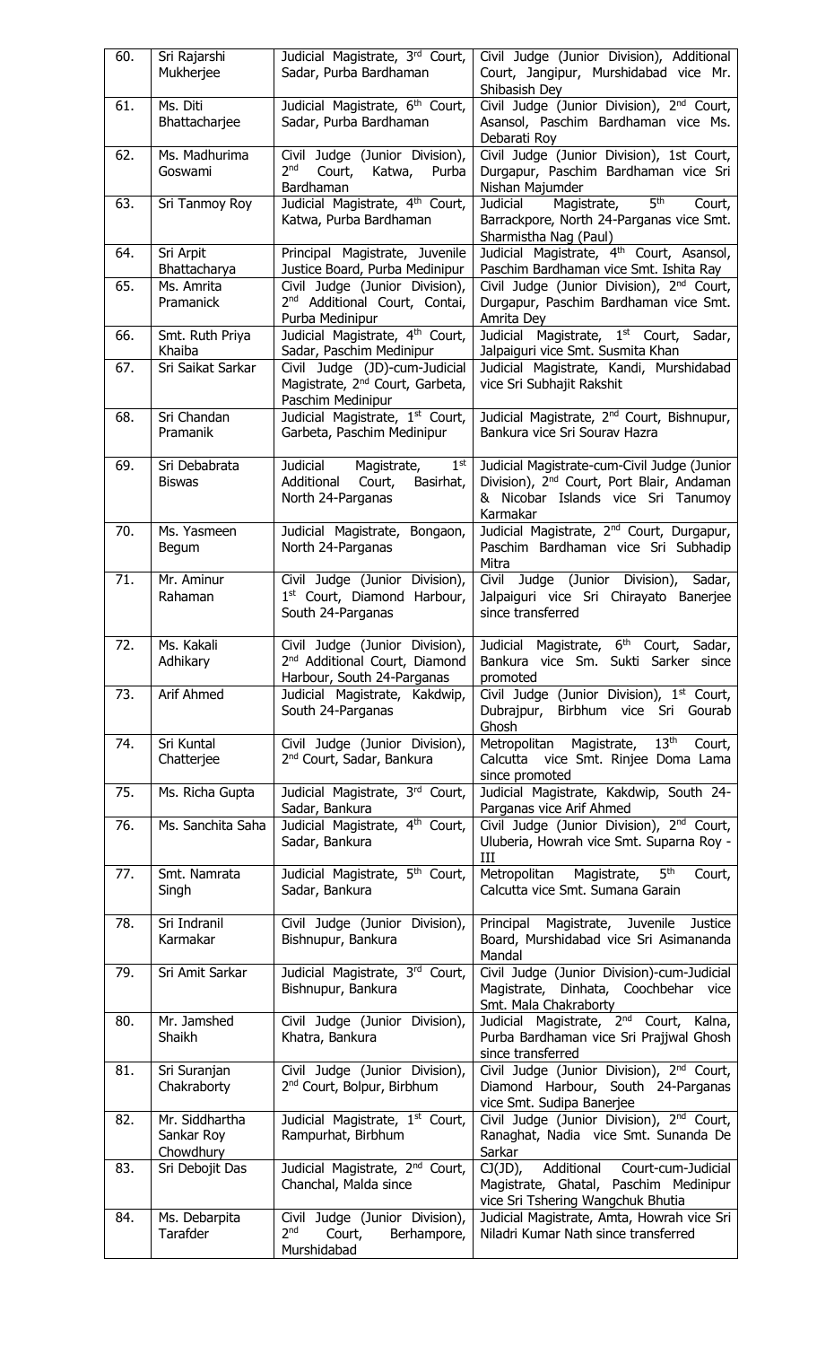| | | | |
|---|---|---|---|
| 60. | Sri Rajarshi Mukherjee | Judicial Magistrate, 3rd Court, Sadar, Purba Bardhaman | Civil Judge (Junior Division), Additional Court, Jangipur, Murshidabad vice Mr. Shibasish Dey |
| 61. | Ms. Diti Bhattacharjee | Judicial Magistrate, 6th Court, Sadar, Purba Bardhaman | Civil Judge (Junior Division), 2nd Court, Asansol, Paschim Bardhaman vice Ms. Debarati Roy |
| 62. | Ms. Madhurima Goswami | Civil Judge (Junior Division), 2nd Court, Katwa, Purba Bardhaman | Civil Judge (Junior Division), 1st Court, Durgapur, Paschim Bardhaman vice Sri Nishan Majumder |
| 63. | Sri Tanmoy Roy | Judicial Magistrate, 4th Court, Katwa, Purba Bardhaman | Judicial Magistrate, 5th Court, Barrackpore, North 24-Parganas vice Smt. Sharmistha Nag (Paul) |
| 64. | Sri Arpit Bhattacharya | Principal Magistrate, Juvenile Justice Board, Purba Medinipur | Judicial Magistrate, 4th Court, Asansol, Paschim Bardhaman vice Smt. Ishita Ray |
| 65. | Ms. Amrita Pramanick | Civil Judge (Junior Division), 2nd Additional Court, Contai, Purba Medinipur | Civil Judge (Junior Division), 2nd Court, Durgapur, Paschim Bardhaman vice Smt. Amrita Dey |
| 66. | Smt. Ruth Priya Khaiba | Judicial Magistrate, 4th Court, Sadar, Paschim Medinipur | Judicial Magistrate, 1st Court, Sadar, Jalpaiguri vice Smt. Susmita Khan |
| 67. | Sri Saikat Sarkar | Civil Judge (JD)-cum-Judicial Magistrate, 2nd Court, Garbeta, Paschim Medinipur | Judicial Magistrate, Kandi, Murshidabad vice Sri Subhajit Rakshit |
| 68. | Sri Chandan Pramanik | Judicial Magistrate, 1st Court, Garbeta, Paschim Medinipur | Judicial Magistrate, 2nd Court, Bishnupur, Bankura vice Sri Sourav Hazra |
| 69. | Sri Debabrata Biswas | Judicial Magistrate, 1st Additional Court, Basirhat, North 24-Parganas | Judicial Magistrate-cum-Civil Judge (Junior Division), 2nd Court, Port Blair, Andaman & Nicobar Islands vice Sri Tanumoy Karmakar |
| 70. | Ms. Yasmeen Begum | Judicial Magistrate, Bongaon, North 24-Parganas | Judicial Magistrate, 2nd Court, Durgapur, Paschim Bardhaman vice Sri Subhadip Mitra |
| 71. | Mr. Aminur Rahaman | Civil Judge (Junior Division), 1st Court, Diamond Harbour, South 24-Parganas | Civil Judge (Junior Division), Sadar, Jalpaiguri vice Sri Chirayato Banerjee since transferred |
| 72. | Ms. Kakali Adhikary | Civil Judge (Junior Division), 2nd Additional Court, Diamond Harbour, South 24-Parganas | Judicial Magistrate, 6th Court, Sadar, Bankura vice Sm. Sukti Sarker since promoted |
| 73. | Arif Ahmed | Judicial Magistrate, Kakdwip, South 24-Parganas | Civil Judge (Junior Division), 1st Court, Dubrajpur, Birbhum vice Sri Gourab Ghosh |
| 74. | Sri Kuntal Chatterjee | Civil Judge (Junior Division), 2nd Court, Sadar, Bankura | Metropolitan Magistrate, 13th Court, Calcutta vice Smt. Rinjee Doma Lama since promoted |
| 75. | Ms. Richa Gupta | Judicial Magistrate, 3rd Court, Sadar, Bankura | Judicial Magistrate, Kakdwip, South 24-Parganas vice Arif Ahmed |
| 76. | Ms. Sanchita Saha | Judicial Magistrate, 4th Court, Sadar, Bankura | Civil Judge (Junior Division), 2nd Court, Uluberia, Howrah vice Smt. Suparna Roy - III |
| 77. | Smt. Namrata Singh | Judicial Magistrate, 5th Court, Sadar, Bankura | Metropolitan Magistrate, 5th Court, Calcutta vice Smt. Sumana Garain |
| 78. | Sri Indranil Karmakar | Civil Judge (Junior Division), Bishnupur, Bankura | Principal Magistrate, Juvenile Justice Board, Murshidabad vice Sri Asimananda Mandal |
| 79. | Sri Amit Sarkar | Judicial Magistrate, 3rd Court, Bishnupur, Bankura | Civil Judge (Junior Division)-cum-Judicial Magistrate, Dinhata, Coochbehar vice Smt. Mala Chakraborty |
| 80. | Mr. Jamshed Shaikh | Civil Judge (Junior Division), Khatra, Bankura | Judicial Magistrate, 2nd Court, Kalna, Purba Bardhaman vice Sri Prajjwal Ghosh since transferred |
| 81. | Sri Suranjan Chakraborty | Civil Judge (Junior Division), 2nd Court, Bolpur, Birbhum | Civil Judge (Junior Division), 2nd Court, Diamond Harbour, South 24-Parganas vice Smt. Sudipa Banerjee |
| 82. | Mr. Siddhartha Sankar Roy Chowdhury | Judicial Magistrate, 1st Court, Rampurhat, Birbhum | Civil Judge (Junior Division), 2nd Court, Ranaghat, Nadia vice Smt. Sunanda De Sarkar |
| 83. | Sri Debojit Das | Judicial Magistrate, 2nd Court, Chanchal, Malda since | CJ(JD), Additional Court-cum-Judicial Magistrate, Ghatal, Paschim Medinipur vice Sri Tshering Wangchuk Bhutia |
| 84. | Ms. Debarpita Tarafder | Civil Judge (Junior Division), 2nd Court, Berhampore, Murshidabad | Judicial Magistrate, Amta, Howrah vice Sri Niladri Kumar Nath since transferred |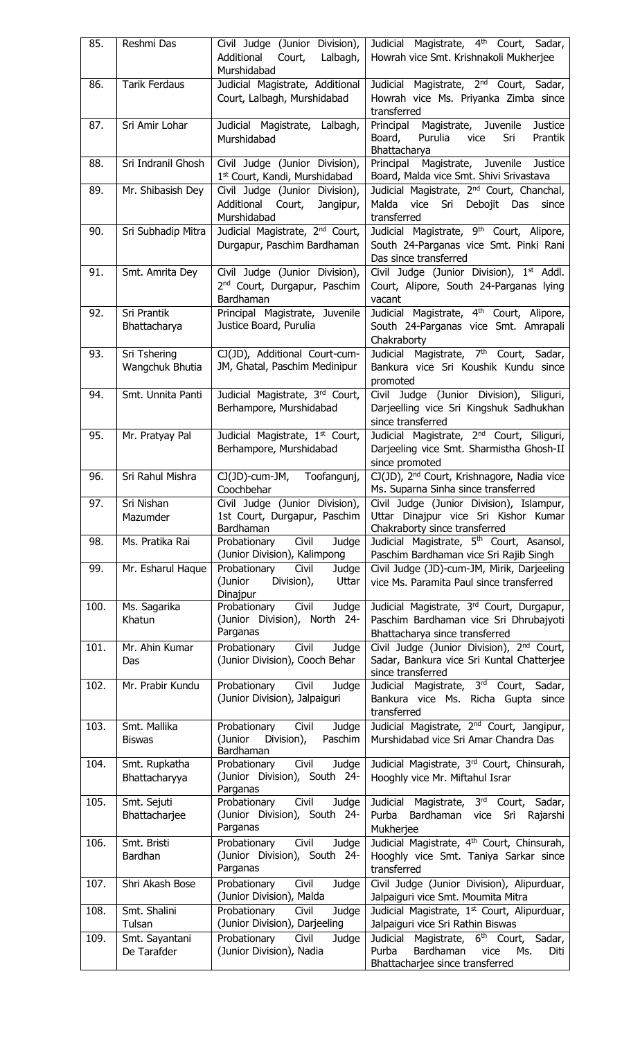| 85. | Reshmi Das | Civil Judge (Junior Division), Additional Court, Lalbagh, Murshidabad | Judicial Magistrate, 4th Court, Sadar, Howrah vice Smt. Krishnakoli Mukherjee |
|---|---|---|---|
| 86. | Tarik Ferdaus | Judicial Magistrate, Additional Court, Lalbagh, Murshidabad | Judicial Magistrate, 2nd Court, Sadar, Howrah vice Ms. Priyanka Zimba since transferred |
| 87. | Sri Amir Lohar | Judicial Magistrate, Lalbagh, Murshidabad | Principal Magistrate, Juvenile Justice Board, Purulia vice Sri Prantik Bhattacharya |
| 88. | Sri Indranil Ghosh | Civil Judge (Junior Division), 1st Court, Kandi, Murshidabad | Principal Magistrate, Juvenile Justice Board, Malda vice Smt. Shivi Srivastava |
| 89. | Mr. Shibasish Dey | Civil Judge (Junior Division), Additional Court, Jangipur, Murshidabad | Judicial Magistrate, 2nd Court, Chanchal, Malda vice Sri Debojit Das since transferred |
| 90. | Sri Subhadip Mitra | Judicial Magistrate, 2nd Court, Durgapur, Paschim Bardhaman | Judicial Magistrate, 9th Court, Alipore, South 24-Parganas vice Smt. Pinki Rani Das since transferred |
| 91. | Smt. Amrita Dey | Civil Judge (Junior Division), 2nd Court, Durgapur, Paschim Bardhaman | Civil Judge (Junior Division), 1st Addl. Court, Alipore, South 24-Parganas lying vacant |
| 92. | Sri Prantik Bhattacharya | Principal Magistrate, Juvenile Justice Board, Purulia | Judicial Magistrate, 4th Court, Alipore, South 24-Parganas vice Smt. Amrapali Chakraborty |
| 93. | Sri Tshering Wangchuk Bhutia | CJ(JD), Additional Court-cum-JM, Ghatal, Paschim Medinipur | Judicial Magistrate, 7th Court, Sadar, Bankura vice Sri Koushik Kundu since promoted |
| 94. | Smt. Unnita Panti | Judicial Magistrate, 3rd Court, Berhampore, Murshidabad | Civil Judge (Junior Division), Siliguri, Darjeelling vice Sri Kingshuk Sadhukhan since transferred |
| 95. | Mr. Pratyay Pal | Judicial Magistrate, 1st Court, Berhampore, Murshidabad | Judicial Magistrate, 2nd Court, Siliguri, Darjeeling vice Smt. Sharmistha Ghosh-II since promoted |
| 96. | Sri Rahul Mishra | CJ(JD)-cum-JM, Toofangunj, Coochbehar | CJ(JD), 2nd Court, Krishnagore, Nadia vice Ms. Suparna Sinha since transferred |
| 97. | Sri Nishan Mazumder | Civil Judge (Junior Division), 1st Court, Durgapur, Paschim Bardhaman | Civil Judge (Junior Division), Islampur, Uttar Dinajpur vice Sri Kishor Kumar Chakraborty since transferred |
| 98. | Ms. Pratika Rai | Probationary Civil Judge (Junior Division), Kalimpong | Judicial Magistrate, 5th Court, Asansol, Paschim Bardhaman vice Sri Rajib Singh |
| 99. | Mr. Esharul Haque | Probationary Civil Judge (Junior Division), Uttar Dinajpur | Civil Judge (JD)-cum-JM, Mirik, Darjeeling vice Ms. Paramita Paul since transferred |
| 100. | Ms. Sagarika Khatun | Probationary Civil Judge (Junior Division), North 24-Parganas | Judicial Magistrate, 3rd Court, Durgapur, Paschim Bardhaman vice Sri Dhrubajyoti Bhattacharya since transferred |
| 101. | Mr. Ahin Kumar Das | Probationary Civil Judge (Junior Division), Cooch Behar | Civil Judge (Junior Division), 2nd Court, Sadar, Bankura vice Sri Kuntal Chatterjee since transferred |
| 102. | Mr. Prabir Kundu | Probationary Civil Judge (Junior Division), Jalpaiguri | Judicial Magistrate, 3rd Court, Sadar, Bankura vice Ms. Richa Gupta since transferred |
| 103. | Smt. Mallika Biswas | Probationary Civil Judge (Junior Division), Paschim Bardhaman | Judicial Magistrate, 2nd Court, Jangipur, Murshidabad vice Sri Amar Chandra Das |
| 104. | Smt. Rupkatha Bhattacharyya | Probationary Civil Judge (Junior Division), South 24-Parganas | Judicial Magistrate, 3rd Court, Chinsurah, Hooghly vice Mr. Miftahul Israr |
| 105. | Smt. Sejuti Bhattacharjee | Probationary Civil Judge (Junior Division), South 24-Parganas | Judicial Magistrate, 3rd Court, Sadar, Purba Bardhaman vice Sri Rajarshi Mukherjee |
| 106. | Smt. Bristi Bardhan | Probationary Civil Judge (Junior Division), South 24-Parganas | Judicial Magistrate, 4th Court, Chinsurah, Hooghly vice Smt. Taniya Sarkar since transferred |
| 107. | Shri Akash Bose | Probationary Civil Judge (Junior Division), Malda | Civil Judge (Junior Division), Alipurduar, Jalpaiguri vice Smt. Moumita Mitra |
| 108. | Smt. Shalini Tulsan | Probationary Civil Judge (Junior Division), Darjeeling | Judicial Magistrate, 1st Court, Alipurduar, Jalpaiguri vice Sri Rathin Biswas |
| 109. | Smt. Sayantani De Tarafder | Probationary Civil Judge (Junior Division), Nadia | Judicial Magistrate, 6th Court, Sadar, Purba Bardhaman vice Ms. Diti Bhattacharjee since transferred |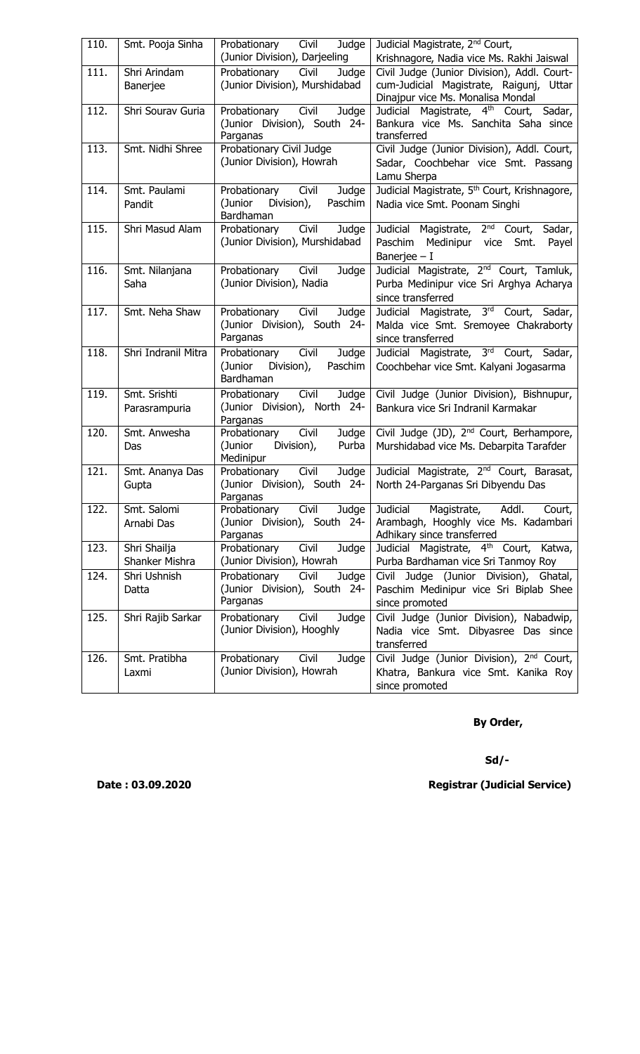| | | | |
|---|---|---|---|
| 110. | Smt. Pooja Sinha | Probationary Civil Judge (Junior Division), Darjeeling | Judicial Magistrate, 2nd Court, Krishnagore, Nadia vice Ms. Rakhi Jaiswal |
| 111. | Shri Arindam Banerjee | Probationary Civil Judge (Junior Division), Murshidabad | Civil Judge (Junior Division), Addl. Court-cum-Judicial Magistrate, Raigunj, Uttar Dinajpur vice Ms. Monalisa Mondal |
| 112. | Shri Sourav Guria | Probationary Civil Judge (Junior Division), South 24-Parganas | Judicial Magistrate, 4th Court, Sadar, Bankura vice Ms. Sanchita Saha since transferred |
| 113. | Smt. Nidhi Shree | Probationary Civil Judge (Junior Division), Howrah | Civil Judge (Junior Division), Addl. Court, Sadar, Coochbehar vice Smt. Passang Lamu Sherpa |
| 114. | Smt. Paulami Pandit | Probationary Civil Judge (Junior Division), Paschim Bardhaman | Judicial Magistrate, 5th Court, Krishnagore, Nadia vice Smt. Poonam Singhi |
| 115. | Shri Masud Alam | Probationary Civil Judge (Junior Division), Murshidabad | Judicial Magistrate, 2nd Court, Sadar, Paschim Medinipur vice Smt. Payel Banerjee – I |
| 116. | Smt. Nilanjana Saha | Probationary Civil Judge (Junior Division), Nadia | Judicial Magistrate, 2nd Court, Tamluk, Purba Medinipur vice Sri Arghya Acharya since transferred |
| 117. | Smt. Neha Shaw | Probationary Civil Judge (Junior Division), South 24-Parganas | Judicial Magistrate, 3rd Court, Sadar, Malda vice Smt. Sremoyee Chakraborty since transferred |
| 118. | Shri Indranil Mitra | Probationary Civil Judge (Junior Division), Paschim Bardhaman | Judicial Magistrate, 3rd Court, Sadar, Coochbehar vice Smt. Kalyani Jogasarma |
| 119. | Smt. Srishti Parasrampuria | Probationary Civil Judge (Junior Division), North 24-Parganas | Civil Judge (Junior Division), Bishnupur, Bankura vice Sri Indranil Karmakar |
| 120. | Smt. Anwesha Das | Probationary Civil Judge (Junior Division), Purba Medinipur | Civil Judge (JD), 2nd Court, Berhampore, Murshidabad vice Ms. Debarpita Tarafder |
| 121. | Smt. Ananya Das Gupta | Probationary Civil Judge (Junior Division), South 24-Parganas | Judicial Magistrate, 2nd Court, Barasat, North 24-Parganas Sri Dibyendu Das |
| 122. | Smt. Salomi Arnabi Das | Probationary Civil Judge (Junior Division), South 24-Parganas | Judicial Magistrate, Addl. Court, Arambagh, Hooghly vice Ms. Kadambari Adhikary since transferred |
| 123. | Shri Shailja Shanker Mishra | Probationary Civil Judge (Junior Division), Howrah | Judicial Magistrate, 4th Court, Katwa, Purba Bardhaman vice Sri Tanmoy Roy |
| 124. | Shri Ushnish Datta | Probationary Civil Judge (Junior Division), South 24-Parganas | Civil Judge (Junior Division), Ghatal, Paschim Medinipur vice Sri Biplab Shee since promoted |
| 125. | Shri Rajib Sarkar | Probationary Civil Judge (Junior Division), Hooghly | Civil Judge (Junior Division), Nabadwip, Nadia vice Smt. Dibyasree Das since transferred |
| 126. | Smt. Pratibha Laxmi | Probationary Civil Judge (Junior Division), Howrah | Civil Judge (Junior Division), 2nd Court, Khatra, Bankura vice Smt. Kanika Roy since promoted |

**By Order,**

**Sd/-**

**Date : 03.09.2020**

**Registrar (Judicial Service)**